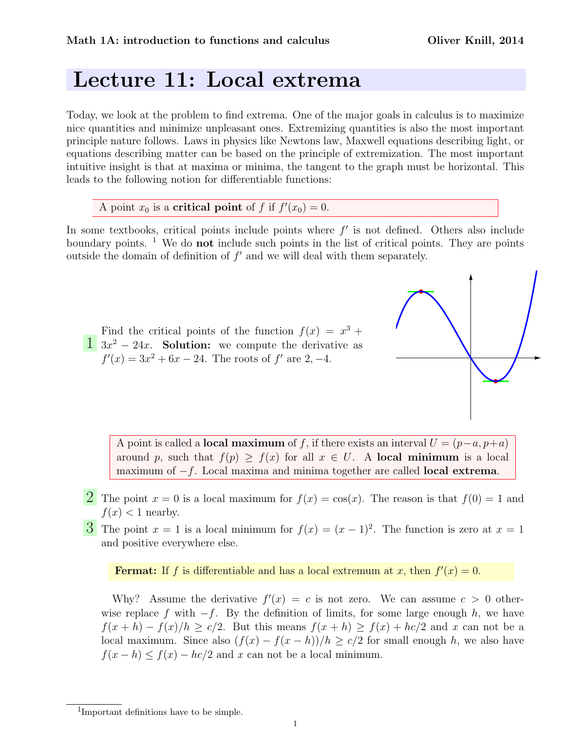**Math 1A: introduction to functions and calculus** **Oliver Knill, 2014**

# Lecture 11: Local extrema

Today, we look at the problem to find extrema. One of the major goals in calculus is to maximize nice quantities and minimize unpleasant ones. Extremizing quantities is also the most important principle nature follows. Laws in physics like Newtons law, Maxwell equations describing light, or equations describing matter can be based on the principle of extremization. The most important intuitive insight is that at maxima or minima, the tangent to the graph must be horizontal. This leads to the following notion for differentiable functions:

A point $x_0$ is a **critical point** of $f$ if $f'(x_0) = 0$.

In some textbooks, critical points include points where $f'$ is not defined. Others also include boundary points. [1] We do **not** include such points in the list of critical points. They are points outside the domain of definition of $f'$ and we will deal with them separately.

**1** Find the critical points of the function $f(x) = x^3 + 3x^2 - 24x$. **Solution:** we compute the derivative as $f'(x) = 3x^2 + 6x - 24$. The roots of $f'$ are $2, -4$.

A point is called a **local maximum** of $f$, if there exists an interval $U = (p-a, p+a)$ around $p$, such that $f(p) \geq f(x)$ for all $x \in U$. A **local minimum** is a local maximum of $-f$. Local maxima and minima together are called **local extrema**.

**2** The point $x = 0$ is a local maximum for $f(x) = \cos(x)$. The reason is that $f(0) = 1$ and $f(x) < 1$ nearby.

**3** The point $x = 1$ is a local minimum for $f(x) = (x-1)^2$. The function is zero at $x = 1$ and positive everywhere else.

**Fermat:** If $f$ is differentiable and has a local extremum at $x$, then $f'(x) = 0$.

Why? Assume the derivative $f'(x) = c$ is not zero. We can assume $c > 0$ otherwise replace $f$ with $-f$. By the definition of limits, for some large enough $h$, we have $f(x+h) - f(x)/h \geq c/2$. But this means $f(x+h) \geq f(x) + hc/2$ and $x$ can not be a local maximum. Since also $(f(x) - f(x-h))/h \geq c/2$ for small enough $h$, we also have $f(x-h) \leq f(x) - hc/2$ and $x$ can not be a local minimum.

[1] Important definitions have to be simple.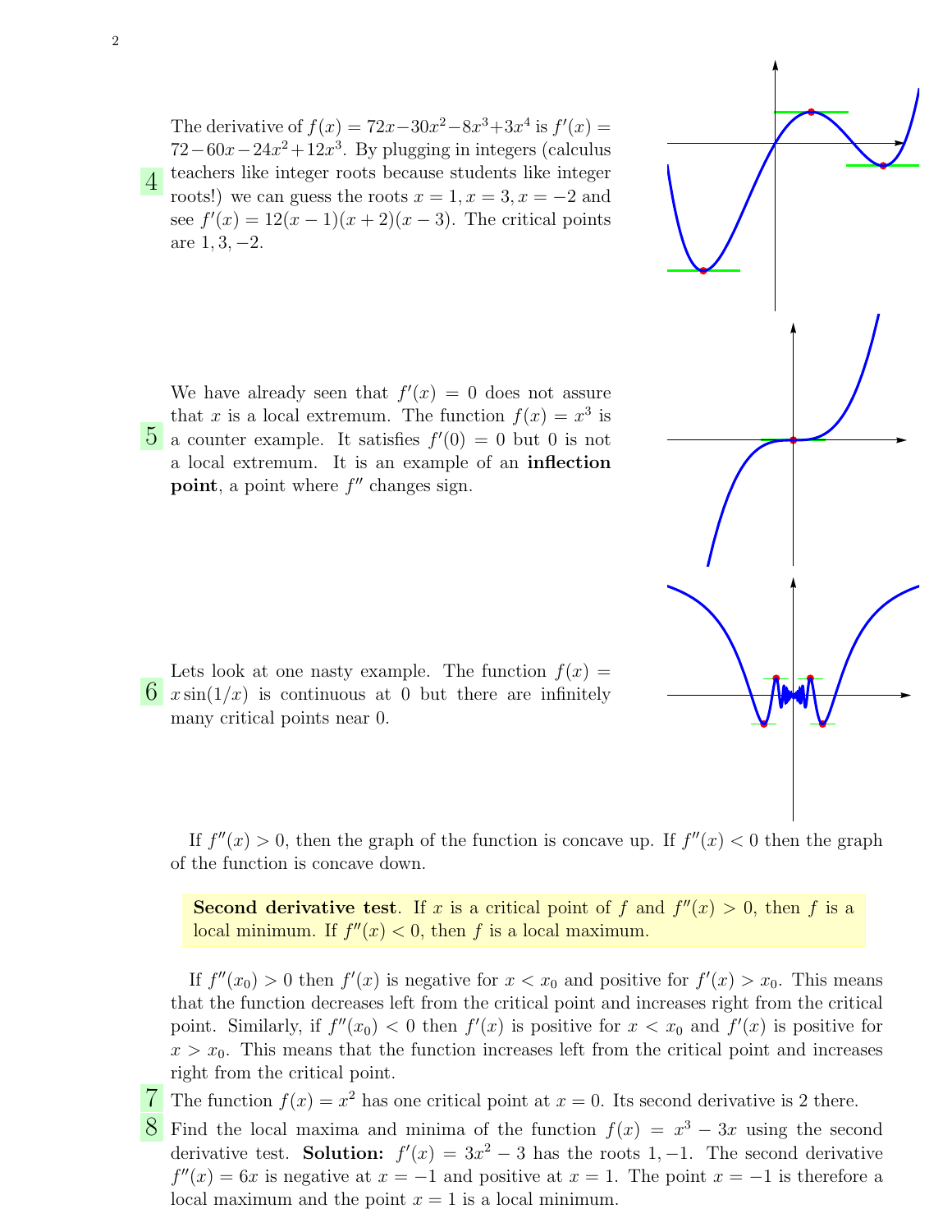**4** The derivative of $f(x) = 72x - 30x^2 - 8x^3 + 3x^4$ is $f'(x) = 72 - 60x - 24x^2 + 12x^3$. By plugging in integers (calculus teachers like integer roots because students like integer roots!) we can guess the roots $x = 1, x = 3, x = -2$ and see $f'(x) = 12(x-1)(x+2)(x-3)$. The critical points are $1, 3, -2$.

**5** We have already seen that $f'(x) = 0$ does not assure that $x$ is a local extremum. The function $f(x) = x^3$ is a counter example. It satisfies $f'(0) = 0$ but 0 is not a local extremum. It is an example of an **inflection point**, a point where $f''$ changes sign.

**6** Lets look at one nasty example. The function $f(x) = x\sin(1/x)$ is continuous at 0 but there are infinitely many critical points near 0.

If $f''(x) > 0$, then the graph of the function is concave up. If $f''(x) < 0$ then the graph of the function is concave down.

> **Second derivative test**. If $x$ is a critical point of $f$ and $f''(x) > 0$, then $f$ is a local minimum. If $f''(x) < 0$, then $f$ is a local maximum.

If $f''(x_0) > 0$ then $f'(x)$ is negative for $x < x_0$ and positive for $f'(x) > x_0$. This means that the function decreases left from the critical point and increases right from the critical point. Similarly, if $f''(x_0) < 0$ then $f'(x)$ is positive for $x < x_0$ and $f'(x)$ is positive for $x > x_0$. This means that the function increases left from the critical point and increases right from the critical point.

**7** The function $f(x) = x^2$ has one critical point at $x = 0$. Its second derivative is 2 there.

**8** Find the local maxima and minima of the function $f(x) = x^3 - 3x$ using the second derivative test. **Solution:** $f'(x) = 3x^2 - 3$ has the roots $1, -1$. The second derivative $f''(x) = 6x$ is negative at $x = -1$ and positive at $x = 1$. The point $x = -1$ is therefore a local maximum and the point $x = 1$ is a local minimum.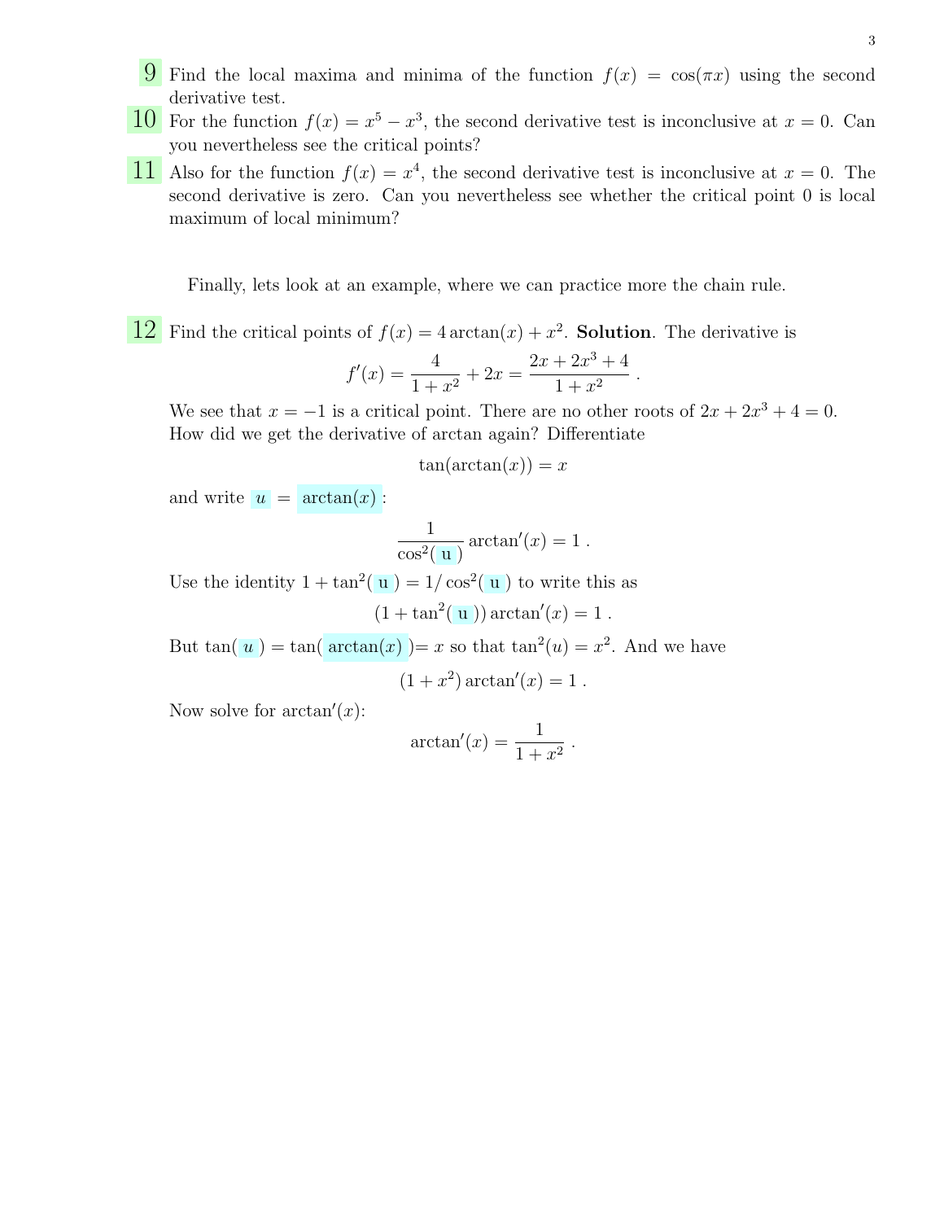**9** Find the local maxima and minima of the function $f(x) = \cos(\pi x)$ using the second derivative test.

**10** For the function $f(x) = x^5 - x^3$, the second derivative test is inconclusive at $x = 0$. Can you nevertheless see the critical points?

**11** Also for the function $f(x) = x^4$, the second derivative test is inconclusive at $x = 0$. The second derivative is zero. Can you nevertheless see whether the critical point 0 is local maximum of local minimum?

Finally, lets look at an example, where we can practice more the chain rule.

**12** Find the critical points of $f(x) = 4\arctan(x) + x^2$. **Solution**. The derivative is

$$f'(x) = \frac{4}{1+x^2} + 2x = \frac{2x + 2x^3 + 4}{1+x^2} \ .$$

We see that $x = -1$ is a critical point. There are no other roots of $2x + 2x^3 + 4 = 0$. How did we get the derivative of arctan again? Differentiate

$$\tan(\arctan(x)) = x$$

and write $u = \arctan(x)$:

$$\frac{1}{\cos^2(u)} \arctan'(x) = 1 \ .$$

Use the identity $1 + \tan^2(u) = 1/\cos^2(u)$ to write this as

$$(1 + \tan^2(u)) \arctan'(x) = 1 \ .$$

But $\tan(u) = \tan(\arctan(x)) = x$ so that $\tan^2(u) = x^2$. And we have

$$(1 + x^2) \arctan'(x) = 1 \ .$$

Now solve for $\arctan'(x)$:

$$\arctan'(x) = \frac{1}{1+x^2} \ .$$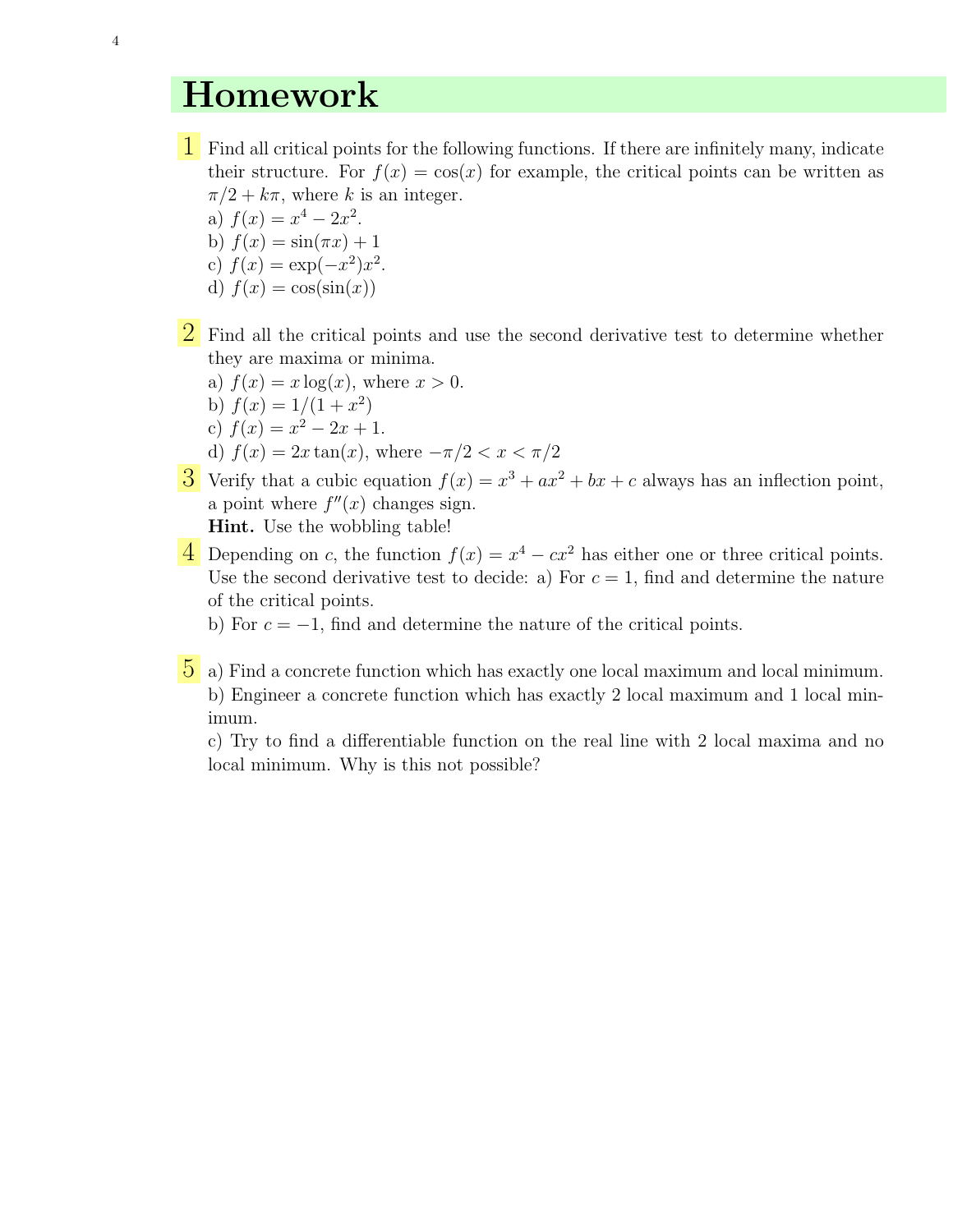# Homework

**1** Find all critical points for the following functions. If there are infinitely many, indicate their structure. For $f(x) = \cos(x)$ for example, the critical points can be written as $\pi/2 + k\pi$, where $k$ is an integer.
a) $f(x) = x^4 - 2x^2$.
b) $f(x) = \sin(\pi x) + 1$
c) $f(x) = \exp(-x^2)x^2$.
d) $f(x) = \cos(\sin(x))$

**2** Find all the critical points and use the second derivative test to determine whether they are maxima or minima.
a) $f(x) = x\log(x)$, where $x > 0$.
b) $f(x) = 1/(1 + x^2)$
c) $f(x) = x^2 - 2x + 1$.
d) $f(x) = 2x\tan(x)$, where $-\pi/2 < x < \pi/2$

**3** Verify that a cubic equation $f(x) = x^3 + ax^2 + bx + c$ always has an inflection point, a point where $f''(x)$ changes sign.
**Hint.** Use the wobbling table!

**4** Depending on $c$, the function $f(x) = x^4 - cx^2$ has either one or three critical points. Use the second derivative test to decide: a) For $c = 1$, find and determine the nature of the critical points.
b) For $c = -1$, find and determine the nature of the critical points.

**5** a) Find a concrete function which has exactly one local maximum and local minimum.
b) Engineer a concrete function which has exactly 2 local maximum and 1 local minimum.
c) Try to find a differentiable function on the real line with 2 local maxima and no local minimum. Why is this not possible?